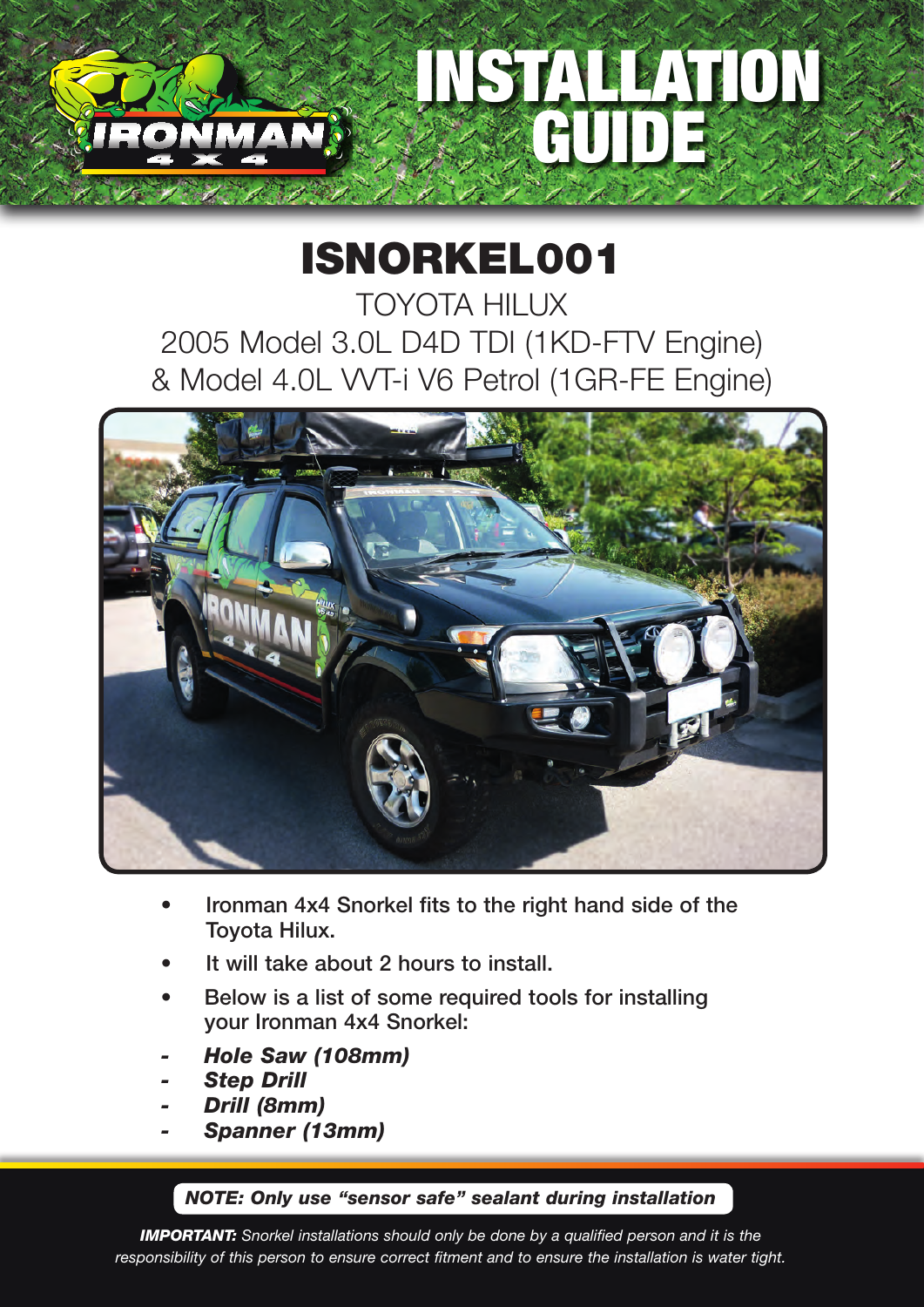# INSTALLATION GUIDE

## ISNORKEL001

TOYOTA HILUX
2005 Model 3.0L D4D TDI (1KD-FTV Engine)
& Model 4.0L VVT-i V6 Petrol (1GR-FE Engine)

- Ironman 4x4 Snorkel fits to the right hand side of the Toyota Hilux.
- It will take about 2 hours to install.
- Below is a list of some required tools for installing your Ironman 4x4 Snorkel:

- ***Hole Saw (108mm)***
- ***Step Drill***
- ***Drill (8mm)***
- ***Spanner (13mm)***

***NOTE: Only use "sensor safe" sealant during installation***

***IMPORTANT:*** *Snorkel installations should only be done by a qualified person and it is the responsibility of this person to ensure correct fitment and to ensure the installation is water tight.*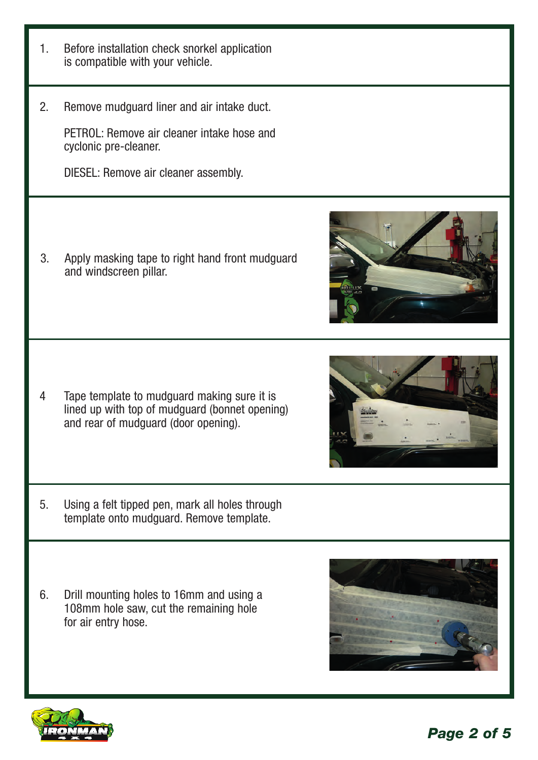1. Before installation check snorkel application is compatible with your vehicle.

2. Remove mudguard liner and air intake duct.

   PETROL: Remove air cleaner intake hose and cyclonic pre-cleaner.

   DIESEL: Remove air cleaner assembly.

3. Apply masking tape to right hand front mudguard and windscreen pillar.

4 Tape template to mudguard making sure it is lined up with top of mudguard (bonnet opening) and rear of mudguard (door opening).

5. Using a felt tipped pen, mark all holes through template onto mudguard. Remove template.

6. Drill mounting holes to 16mm and using a 108mm hole saw, cut the remaining hole for air entry hose.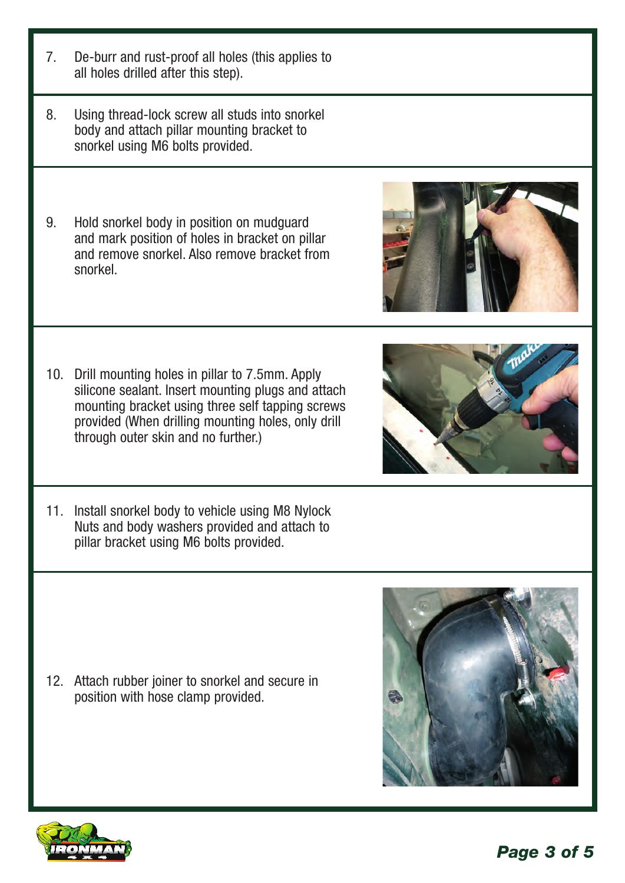7. De-burr and rust-proof all holes (this applies to all holes drilled after this step).

8. Using thread-lock screw all studs into snorkel body and attach pillar mounting bracket to snorkel using M6 bolts provided.

9. Hold snorkel body in position on mudguard and mark position of holes in bracket on pillar and remove snorkel. Also remove bracket from snorkel.

10. Drill mounting holes in pillar to 7.5mm. Apply silicone sealant. Insert mounting plugs and attach mounting bracket using three self tapping screws provided (When drilling mounting holes, only drill through outer skin and no further.)

11. Install snorkel body to vehicle using M8 Nylock Nuts and body washers provided and attach to pillar bracket using M6 bolts provided.

12. Attach rubber joiner to snorkel and secure in position with hose clamp provided.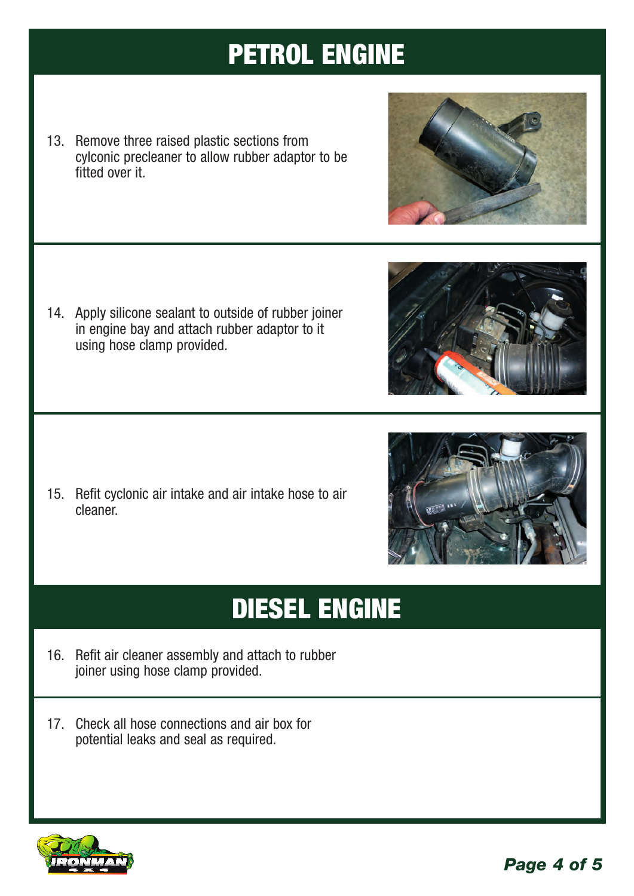# PETROL ENGINE

13. Remove three raised plastic sections from cylconic precleaner to allow rubber adaptor to be fitted over it.

14. Apply silicone sealant to outside of rubber joiner in engine bay and attach rubber adaptor to it using hose clamp provided.

15. Refit cyclonic air intake and air intake hose to air cleaner.

# DIESEL ENGINE

16. Refit air cleaner assembly and attach to rubber joiner using hose clamp provided.

17. Check all hose connections and air box for potential leaks and seal as required.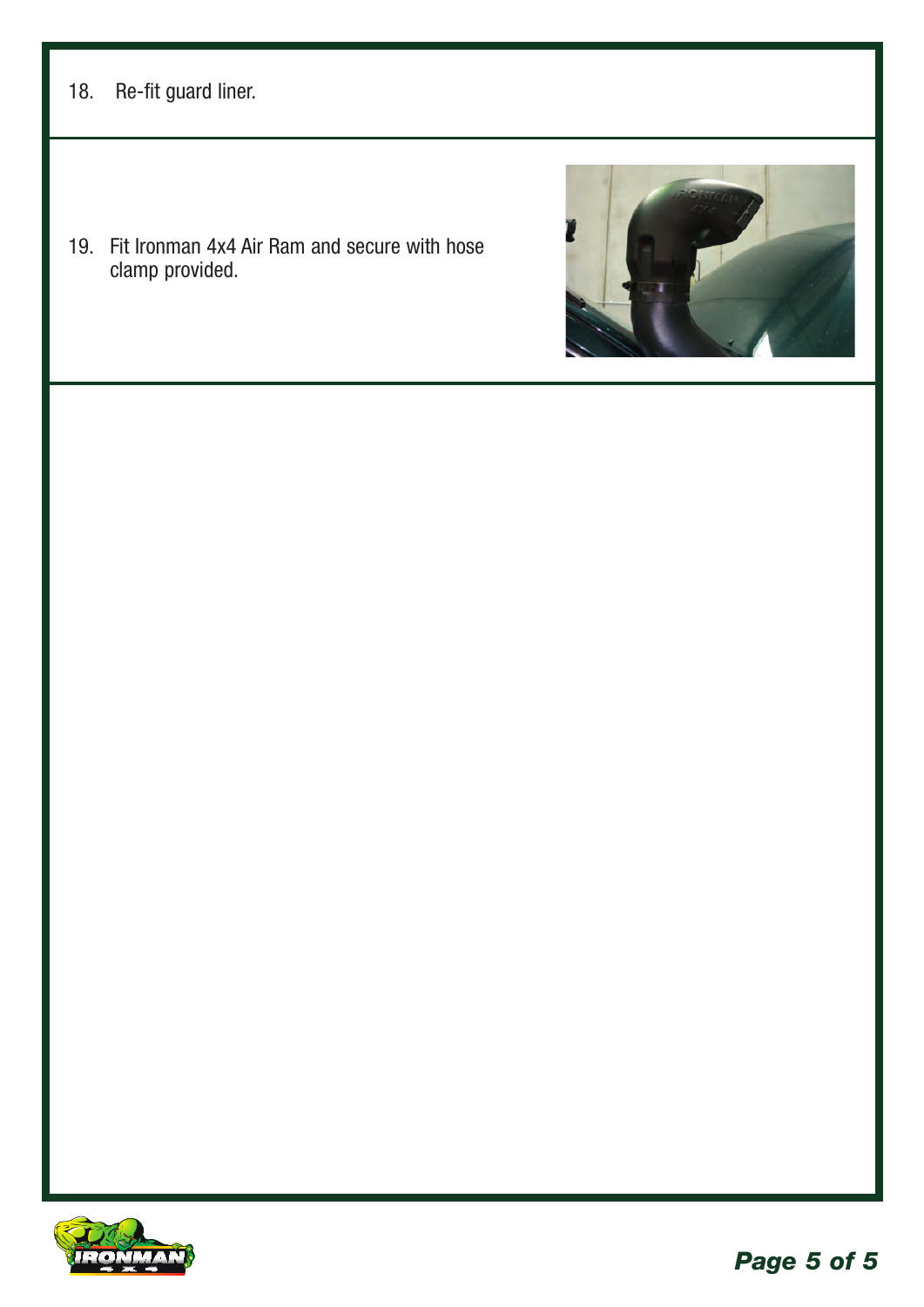18. Re-fit guard liner.

19. Fit Ironman 4x4 Air Ram and secure with hose clamp provided.